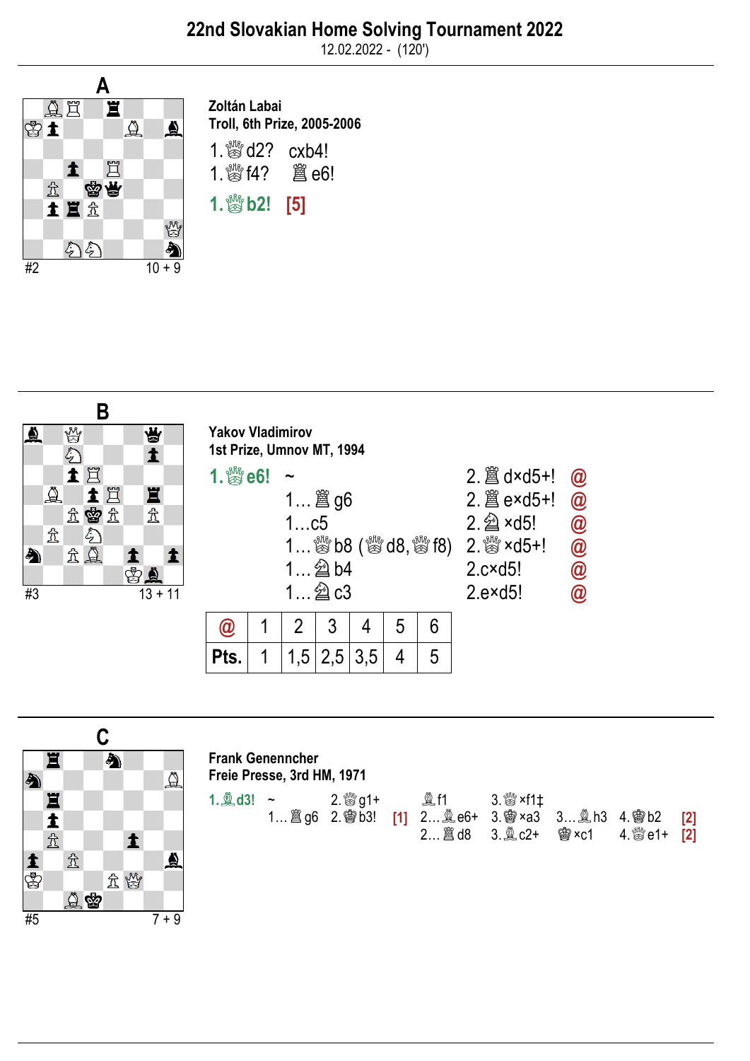# 22nd Slovakian Home Solving Tournament 2022

12.02.2022 - (120')

## A

**Zoltán Labai**
**Troll, 6th Prize, 2005-2006**

#2 10 + 9

1.♕d2? cxb4!
1.♕f4? ♖e6!

**1.♕b2! [5]**

## B

**Yakov Vladimirov**
**1st Prize, Umnov MT, 1994**

#3 13 + 11

| | | | |
|---|---|---|---|
| **1.♕e6!** | ~ | 2.♖d×d5+! | @ |
| | 1…♖g6 | 2.♖e×d5+! | @ |
| | 1…c5 | 2.♘×d5! | @ |
| | 1…♕b8 (♕d8, ♕f8) | 2.♕×d5+! | @ |
| | 1…♘b4 | 2.c×d5! | @ |
| | 1…♘c3 | 2.e×d5! | @ |

| @ | 1 | 2 | 3 | 4 | 5 | 6 |
|---|---|---|---|---|---|---|
| Pts. | 1 | 1,5 | 2,5 | 3,5 | 4 | 5 |

## C

**Frank Genennscher**
**Freie Presse, 3rd HM, 1971**

#5 7 + 9

**1.♗d3!** ~ 2.♕g1+ ♗f1 3.♕×f1‡

1…♖g6 2.♔b3! **[1]** 2…♗e6+ 3.♔×a3 3…♗h3 4.♔b2 **[2]**

2…♖d8 3.♗c2+ ♔×c1 4.♕e1+ **[2]**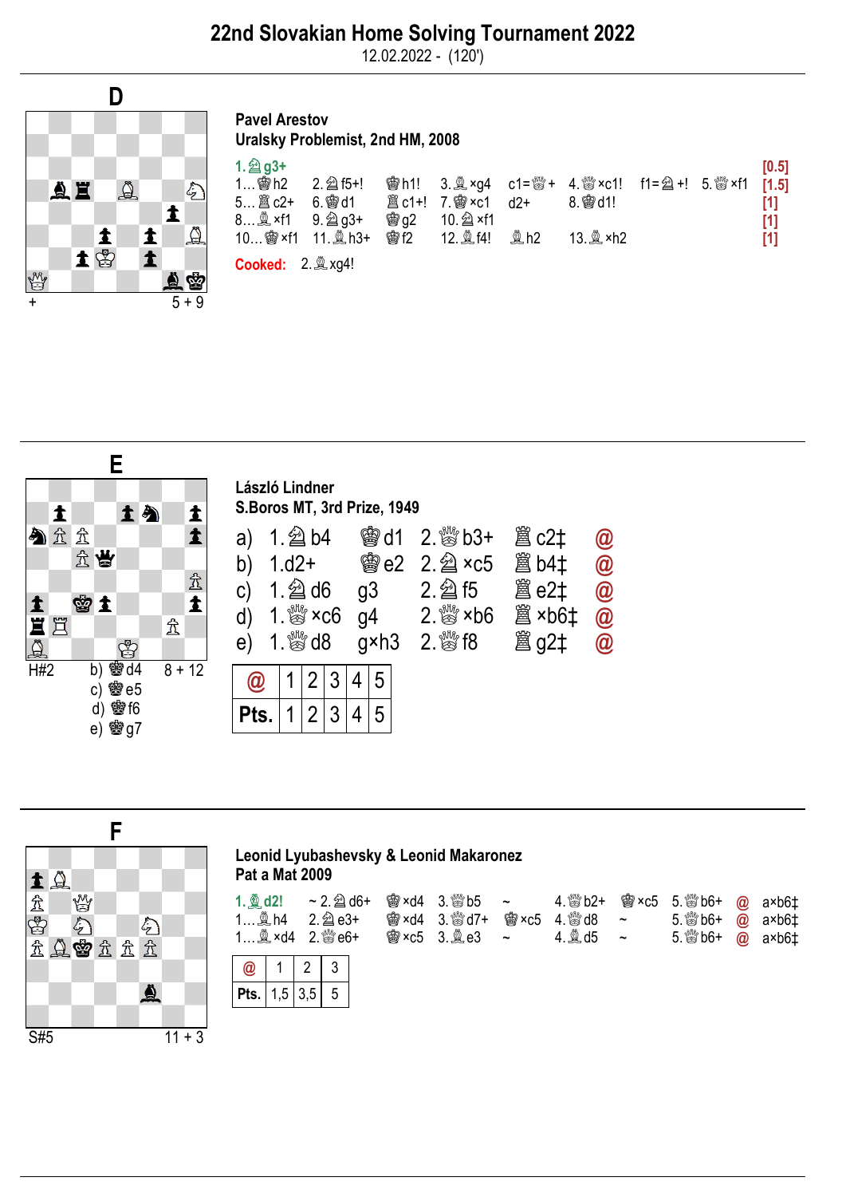# 22nd Slovakian Home Solving Tournament 2022

12.02.2022 - (120')

## D

**Pavel Arestov**
**Uralsky Problemist, 2nd HM, 2008**

+ 5 + 9

| | | | | | | | | |
|---|---|---|---|---|---|---|---|---|
| 1.♘g3+ | | | | | | | | [0.5] |
| 1...♔h2 | 2.♘f5+! | ♔h1! | 3.♗xg4 | c1=♕+ | 4.♕xc1! | f1=♘+! | 5.♕xf1 | [1.5] |
| 5...♖c2+ | 6.♔d1 | ♖c1+! | 7.♔xc1 | d2+ | 8.♔d1! | | | [1] |
| 8...♗xf1 | 9.♘g3+ | ♔g2 | 10.♘xf1 | | | | | [1] |
| 10...♔xf1 | 11.♗h3+ | ♔f2 | 12.♗f4! | ♗h2 | 13.♗xh2 | | | [1] |

**Cooked:** 2.♗xg4!

## E

**László Lindner**
**S.Boros MT, 3rd Prize, 1949**

H#2 b) ♔d4 c) ♔e5 d) ♔f6 e) ♔g7 8 + 12

| | | | | | |
|---|---|---|---|---|---|
| a) | 1.♘b4 | ♔d1 | 2.♕b3+ | ♖c2‡ | @ |
| b) | 1.d2+ | ♔e2 | 2.♘xc5 | ♖b4‡ | @ |
| c) | 1.♘d6 | g3 | 2.♘f5 | ♖e2‡ | @ |
| d) | 1.♕xc6 | g4 | 2.♕xb6 | ♖xb6‡ | @ |
| e) | 1.♕d8 | gxh3 | 2.♕f8 | ♖g2‡ | @ |

| @ | 1 | 2 | 3 | 4 | 5 |
|---|---|---|---|---|---|
| Pts. | 1 | 2 | 3 | 4 | 5 |

## F

**Leonid Lyubashevsky & Leonid Makaronez**
**Pat a Mat 2009**

S#5 11 + 3

| | | | | | | | | | |
|---|---|---|---|---|---|---|---|---|---|
| 1.♗d2! | ~ 2.♘d6+ | ♔xd4 | 3.♕b5 | ~ | 4.♕b2+ | ♔xc5 | 5.♕b6+ | @ | axb6‡ |
| 1...♗h4 | 2.♘e3+ | ♔xd4 | 3.♕d7+ | ♔xc5 | 4.♕d8 | ~ | 5.♕b6+ | @ | axb6‡ |
| 1...♗xd4 | 2.♕e6+ | ♔xc5 | 3.♗e3 | ~ | 4.♗d5 | ~ | 5.♕b6+ | @ | axb6‡ |

| @ | 1 | 2 | 3 |
|---|---|---|---|
| Pts. | 1,5 | 3,5 | 5 |